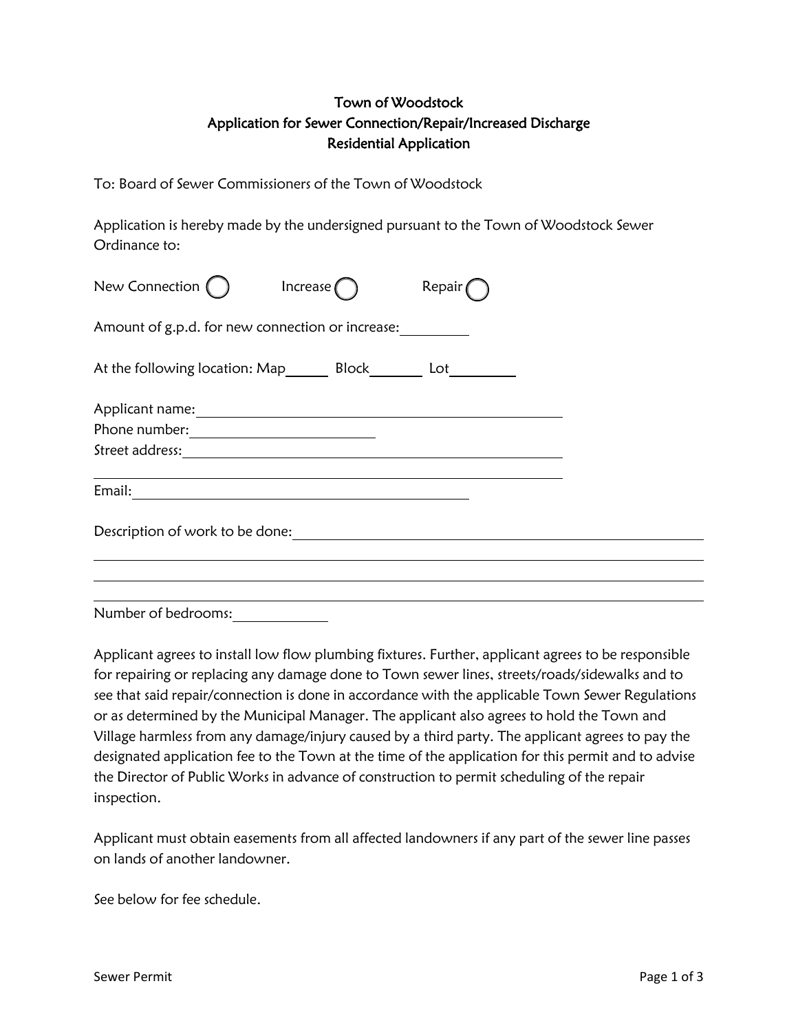# Town of Woodstock
## Application for Sewer Connection/Repair/Increased Discharge
## Residential Application

To: Board of Sewer Commissioners of the Town of Woodstock

Application is hereby made by the undersigned pursuant to the Town of Woodstock Sewer Ordinance to:

New Connection ◯ Increase ◯ Repair ◯

Amount of g.p.d. for new connection or increase: ________

At the following location: Map ______ Block ______ Lot ________

Applicant name: ______________________________________________

Phone number: ________________________

Street address: ______________________________________________

______________________________________________________________

Email: ____________________________________________

Description of work to be done: ________________________________________________

________________________________________________________________________

________________________________________________________________________

________________________________________________________________________

Number of bedrooms: ____________

Applicant agrees to install low flow plumbing fixtures. Further, applicant agrees to be responsible for repairing or replacing any damage done to Town sewer lines, streets/roads/sidewalks and to see that said repair/connection is done in accordance with the applicable Town Sewer Regulations or as determined by the Municipal Manager. The applicant also agrees to hold the Town and Village harmless from any damage/injury caused by a third party. The applicant agrees to pay the designated application fee to the Town at the time of the application for this permit and to advise the Director of Public Works in advance of construction to permit scheduling of the repair inspection.

Applicant must obtain easements from all affected landowners if any part of the sewer line passes on lands of another landowner.

See below for fee schedule.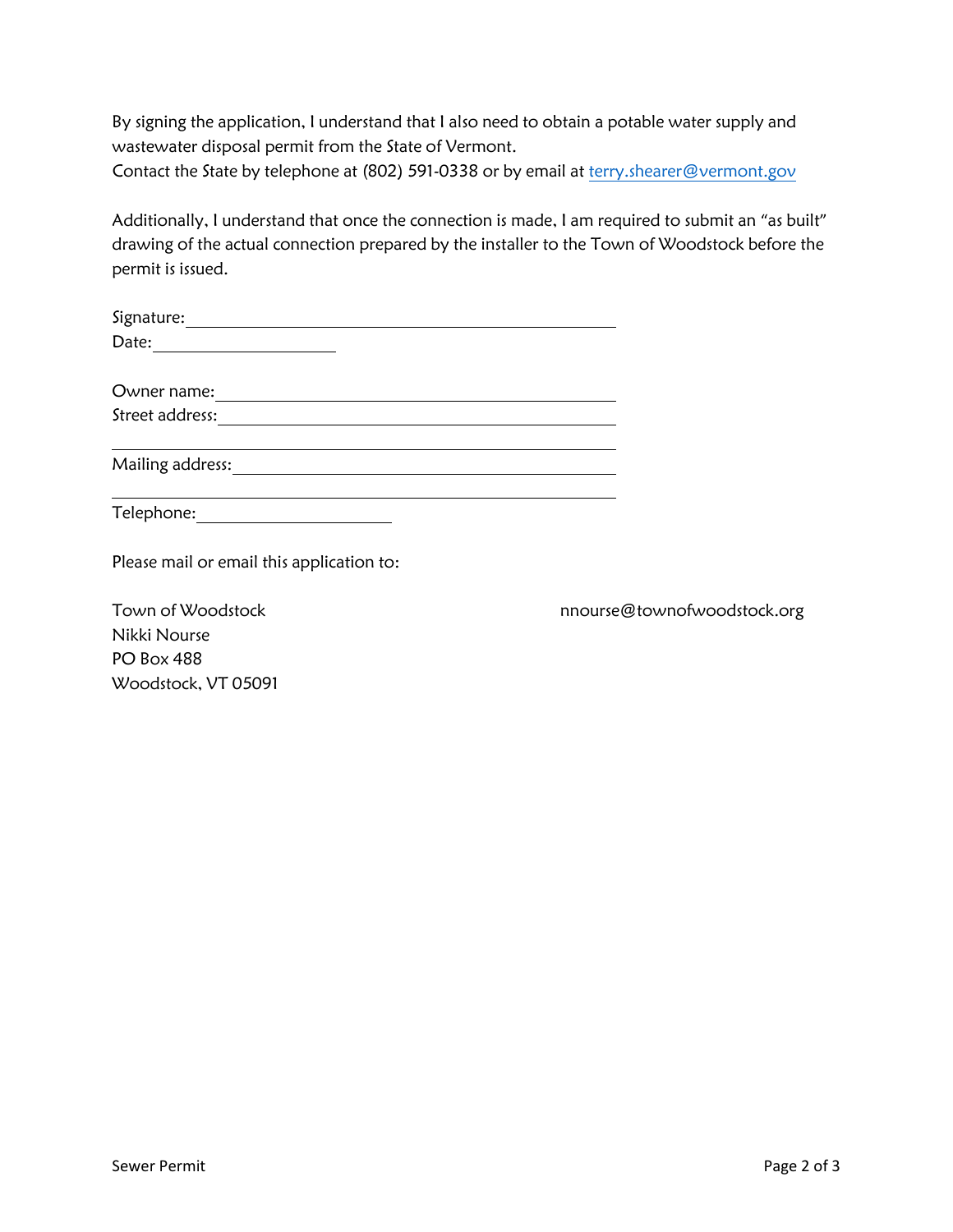By signing the application, I understand that I also need to obtain a potable water supply and wastewater disposal permit from the State of Vermont.
Contact the State by telephone at (802) 591-0338 or by email at terry.shearer@vermont.gov

Additionally, I understand that once the connection is made, I am required to submit an "as built" drawing of the actual connection prepared by the installer to the Town of Woodstock before the permit is issued.

Signature: ______________________________________________

Date: ____________________

Owner name: ____________________________________________

Street address: __________________________________________

________________________________________________________

Mailing address: _________________________________________

________________________________________________________

Telephone: _____________________

Please mail or email this application to:

Town of Woodstock
Nikki Nourse
PO Box 488
Woodstock, VT 05091

nnourse@townofwoodstock.org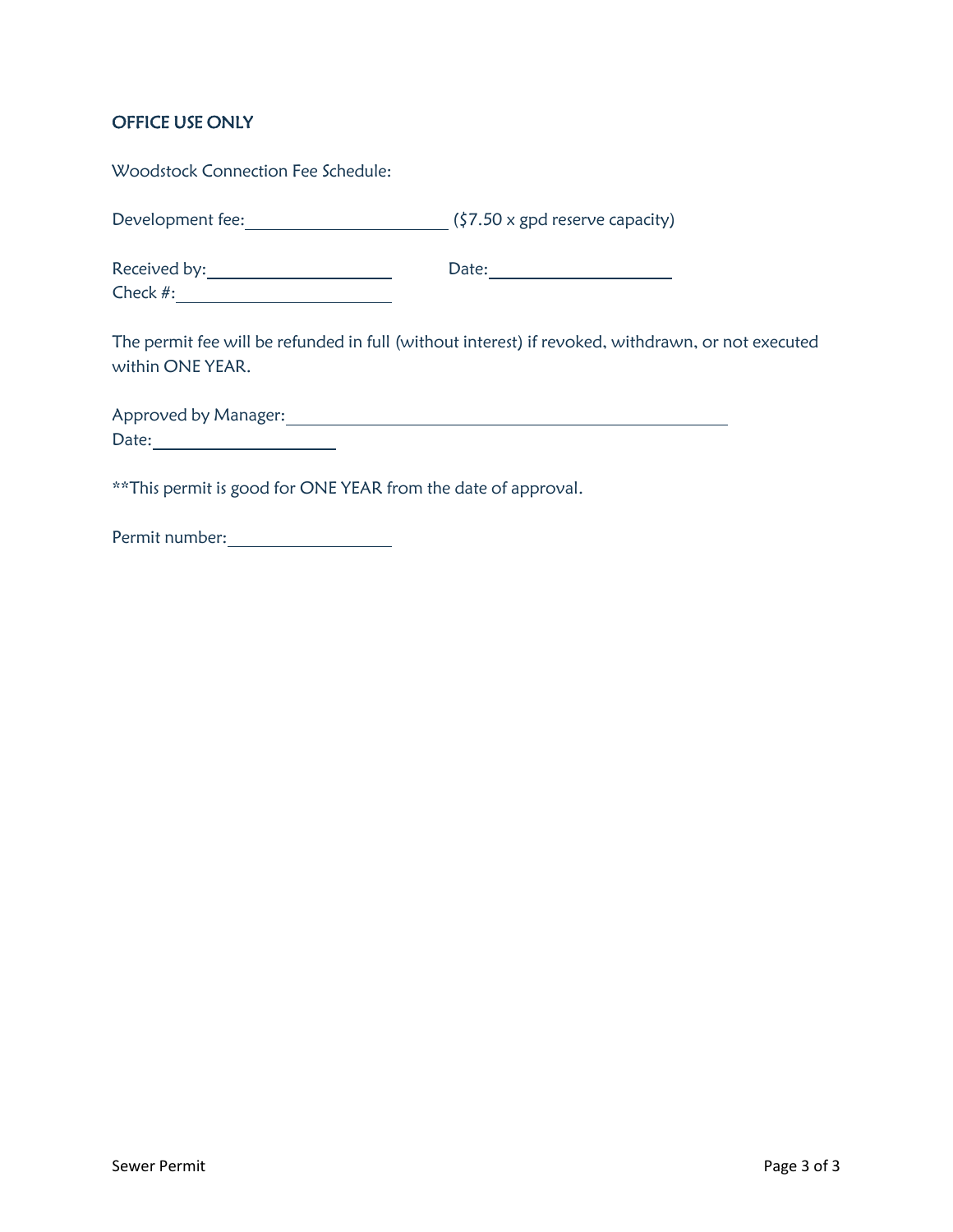## OFFICE USE ONLY

Woodstock Connection Fee Schedule:

Development fee:______________________ ($7.50 x gpd reserve capacity)

Received by:____________________ Date:____________________
Check #:______________________

The permit fee will be refunded in full (without interest) if revoked, withdrawn, or not executed within ONE YEAR.

Approved by Manager:__________________________________________________
Date:____________________

**This permit is good for ONE YEAR from the date of approval.

Permit number:__________________